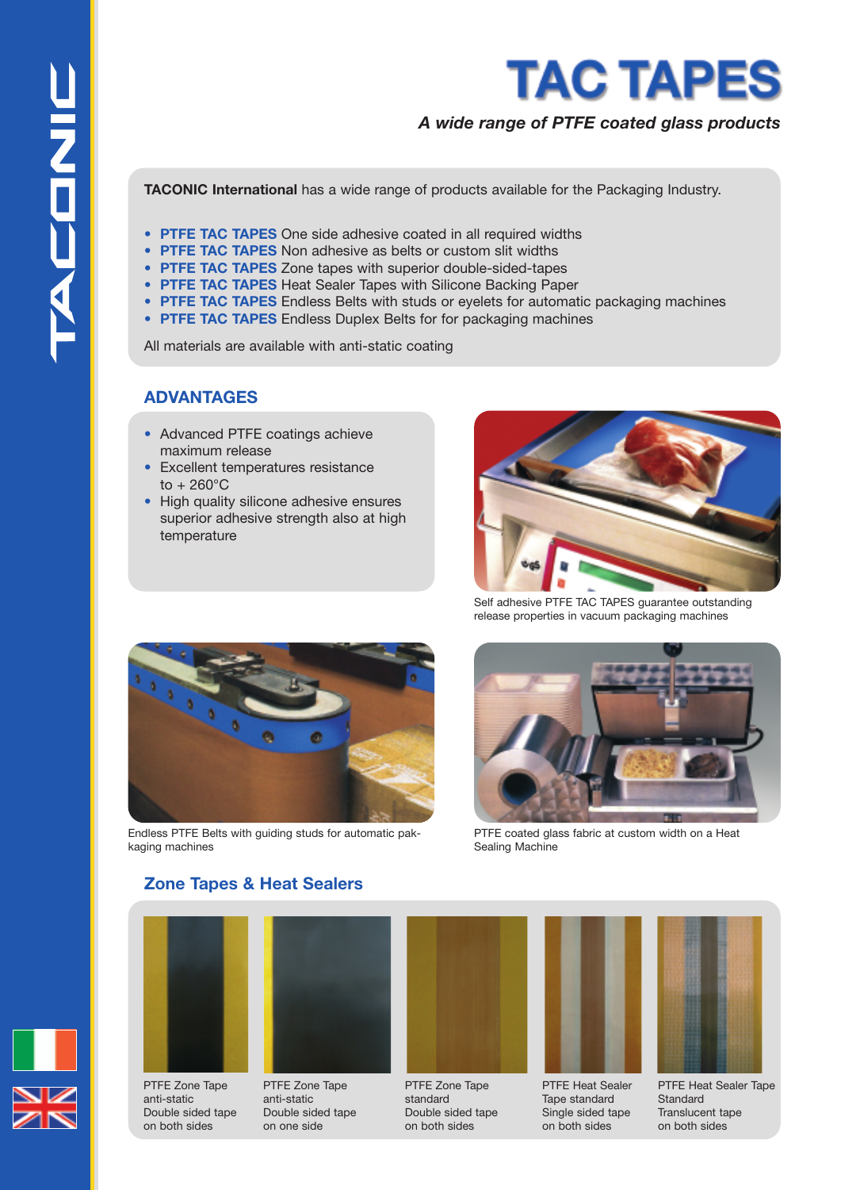# TAC TAPES

***A wide range of PTFE coated glass products***

**TACONIC International** has a wide range of products available for the Packaging Industry.

- **PTFE TAC TAPES** One side adhesive coated in all required widths
- **PTFE TAC TAPES** Non adhesive as belts or custom slit widths
- **PTFE TAC TAPES** Zone tapes with superior double-sided-tapes
- **PTFE TAC TAPES** Heat Sealer Tapes with Silicone Backing Paper
- **PTFE TAC TAPES** Endless Belts with studs or eyelets for automatic packaging machines
- **PTFE TAC TAPES** Endless Duplex Belts for for packaging machines

All materials are available with anti-static coating

## ADVANTAGES

- Advanced PTFE coatings achieve maximum release
- Excellent temperatures resistance to + 260°C
- High quality silicone adhesive ensures superior adhesive strength also at high temperature

Self adhesive PTFE TAC TAPES guarantee outstanding release properties in vacuum packaging machines

Endless PTFE Belts with guiding studs for automatic pakkaging machines

PTFE coated glass fabric at custom width on a Heat Sealing Machine

## Zone Tapes & Heat Sealers

PTFE Zone Tape anti-static Double sided tape on both sides

PTFE Zone Tape anti-static Double sided tape on one side

PTFE Zone Tape standard Double sided tape on both sides

PTFE Heat Sealer Tape standard Single sided tape on both sides

PTFE Heat Sealer Tape Standard Translucent tape on both sides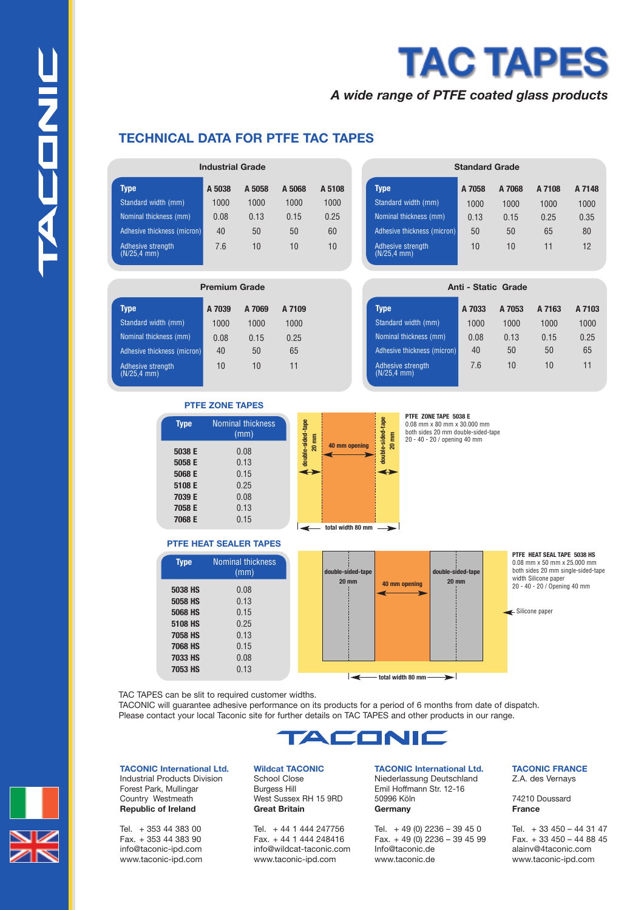# TAC TAPES

*A wide range of PTFE coated glass products*

## TECHNICAL DATA FOR PTFE TAC TAPES

### Industrial Grade

| Type | A 5038 | A 5058 | A 5068 | A 5108 |
|---|---|---|---|---|
| Standard width (mm) | 1000 | 1000 | 1000 | 1000 |
| Nominal thickness (mm) | 0.08 | 0.13 | 0.15 | 0.25 |
| Adhesive thickness (micron) | 40 | 50 | 50 | 60 |
| Adhesive strength (N/25,4 mm) | 7.6 | 10 | 10 | 10 |

### Standard Grade

| Type | A 7058 | A 7068 | A 7108 | A 7148 |
|---|---|---|---|---|
| Standard width (mm) | 1000 | 1000 | 1000 | 1000 |
| Nominal thickness (mm) | 0.13 | 0.15 | 0.25 | 0.35 |
| Adhesive thickness (micron) | 50 | 50 | 65 | 80 |
| Adhesive strength (N/25,4 mm) | 10 | 10 | 11 | 12 |

### Premium Grade

| Type | A 7039 | A 7069 | A 7109 |
|---|---|---|---|
| Standard width (mm) | 1000 | 1000 | 1000 |
| Nominal thickness (mm) | 0.08 | 0.15 | 0.25 |
| Adhesive thickness (micron) | 40 | 50 | 65 |
| Adhesive strength (N/25,4 mm) | 10 | 10 | 11 |

### Anti - Static Grade

| Type | A 7033 | A 7053 | A 7163 | A 7103 |
|---|---|---|---|---|
| Standard width (mm) | 1000 | 1000 | 1000 | 1000 |
| Nominal thickness (mm) | 0.08 | 0.13 | 0.15 | 0.25 |
| Adhesive thickness (micron) | 40 | 50 | 50 | 65 |
| Adhesive strength (N/25,4 mm) | 7.6 | 10 | 10 | 11 |

### PTFE ZONE TAPES

| Type | Nominal thickness (mm) |
|---|---|
| 5038 E | 0.08 |
| 5058 E | 0.13 |
| 5068 E | 0.15 |
| 5108 E | 0.25 |
| 7039 E | 0.08 |
| 7058 E | 0.13 |
| 7068 E | 0.15 |

double-sided-tape 20 mm
40 mm opening
double-sided-tape 20 mm
total width 80 mm

**PTFE ZONE TAPE 5038 E**
0.08 mm x 80 mm x 30.000 mm
both sides 20 mm double-sided-tape
20 - 40 - 20 / opening 40 mm

### PTFE HEAT SEALER TAPES

| Type | Nominal thickness (mm) |
|---|---|
| 5038 HS | 0.08 |
| 5058 HS | 0.13 |
| 5068 HS | 0.15 |
| 5108 HS | 0.25 |
| 7058 HS | 0.13 |
| 7068 HS | 0.15 |
| 7033 HS | 0.08 |
| 7053 HS | 0.13 |

double-sided-tape 20 mm
40 mm opening
double-sided-tape 20 mm
Silicone paper
total width 80 mm

**PTFE HEAT SEAL TAPE 5038 HS**
0.08 mm x 50 mm x 25.000 mm
both sides 20 mm single-sided-tape
width Silicone paper
20 - 40 - 20 / Opening 40 mm

TAC TAPES can be slit to required customer widths.
TACONIC will guarantee adhesive performance on its products for a period of 6 months from date of dispatch.
Please contact your local Taconic site for further details on TAC TAPES and other products in our range.

TACONIC

**TACONIC International Ltd.**
Industrial Products Division
Forest Park, Mullingar
Country Westmeath
**Republic of Ireland**

Tel. + 353 44 383 00
Fax. + 353 44 383 90
info@taconic-ipd.com
www.taconic-ipd.com

**Wildcat TACONIC**
School Close
Burgess Hill
West Sussex RH 15 9RD
**Great Britain**

Tel. + 44 1 444 247756
Fax. + 44 1 444 248416
info@wildcat-taconic.com
www.taconic-ipd.com

**TACONIC International Ltd.**
Niederlassung Deutschland
Emil Hoffmann Str. 12-16
50996 Köln
**Germany**

Tel. + 49 (0) 2236 – 39 45 0
Fax. + 49 (0) 2236 – 39 45 99
Info@taconic.de
www.taconic.de

**TACONIC FRANCE**
Z.A. des Vernays

74210 Doussard
**France**

Tel. + 33 450 – 44 31 47
Fax. + 33 450 – 44 88 45
alainv@4taconic.com
www.taconic-ipd.com